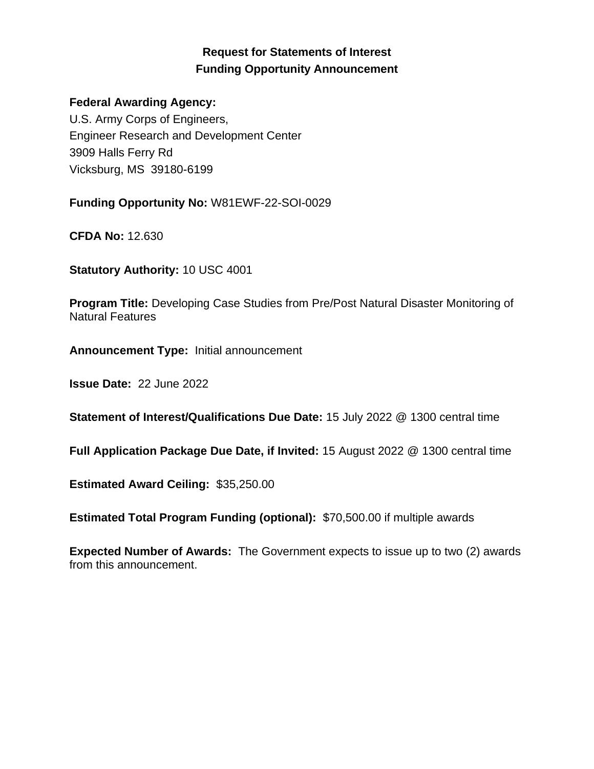# Request for Statements of Interest
# Funding Opportunity Announcement

**Federal Awarding Agency:**
U.S. Army Corps of Engineers,
Engineer Research and Development Center
3909 Halls Ferry Rd
Vicksburg, MS 39180-6199

**Funding Opportunity No:** W81EWF-22-SOI-0029

**CFDA No:** 12.630

**Statutory Authority:** 10 USC 4001

**Program Title:** Developing Case Studies from Pre/Post Natural Disaster Monitoring of Natural Features

**Announcement Type:** Initial announcement

**Issue Date:** 22 June 2022

**Statement of Interest/Qualifications Due Date:** 15 July 2022 @ 1300 central time

**Full Application Package Due Date, if Invited:** 15 August 2022 @ 1300 central time

**Estimated Award Ceiling:** $35,250.00

**Estimated Total Program Funding (optional):** $70,500.00 if multiple awards

**Expected Number of Awards:** The Government expects to issue up to two (2) awards from this announcement.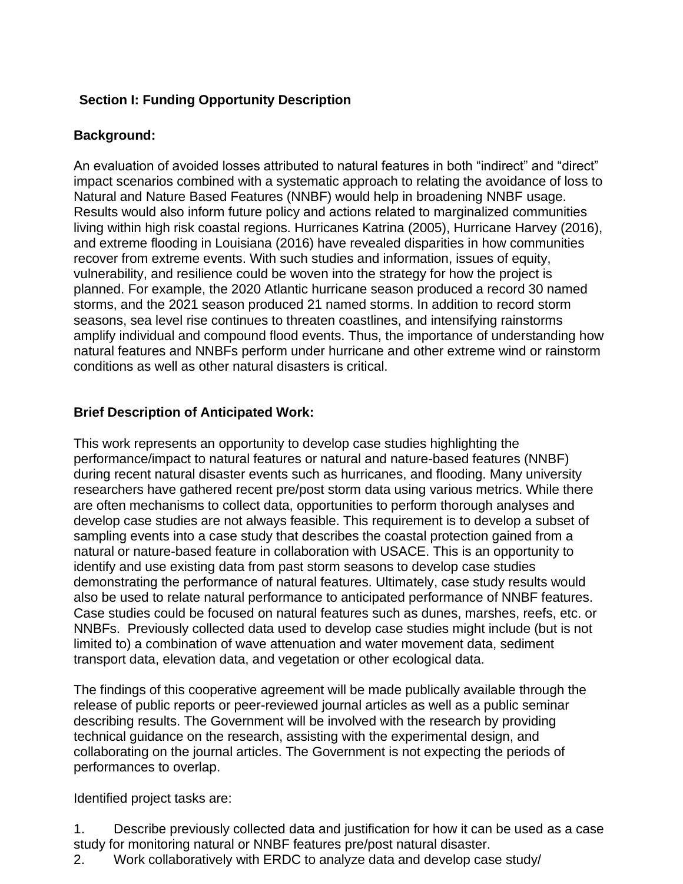### Section I: Funding Opportunity Description

**Background:**

An evaluation of avoided losses attributed to natural features in both “indirect” and “direct” impact scenarios combined with a systematic approach to relating the avoidance of loss to Natural and Nature Based Features (NNBF) would help in broadening NNBF usage. Results would also inform future policy and actions related to marginalized communities living within high risk coastal regions. Hurricanes Katrina (2005), Hurricane Harvey (2016), and extreme flooding in Louisiana (2016) have revealed disparities in how communities recover from extreme events. With such studies and information, issues of equity, vulnerability, and resilience could be woven into the strategy for how the project is planned. For example, the 2020 Atlantic hurricane season produced a record 30 named storms, and the 2021 season produced 21 named storms. In addition to record storm seasons, sea level rise continues to threaten coastlines, and intensifying rainstorms amplify individual and compound flood events. Thus, the importance of understanding how natural features and NNBFs perform under hurricane and other extreme wind or rainstorm conditions as well as other natural disasters is critical.

**Brief Description of Anticipated Work:**

This work represents an opportunity to develop case studies highlighting the performance/impact to natural features or natural and nature-based features (NNBF) during recent natural disaster events such as hurricanes, and flooding. Many university researchers have gathered recent pre/post storm data using various metrics. While there are often mechanisms to collect data, opportunities to perform thorough analyses and develop case studies are not always feasible. This requirement is to develop a subset of sampling events into a case study that describes the coastal protection gained from a natural or nature-based feature in collaboration with USACE. This is an opportunity to identify and use existing data from past storm seasons to develop case studies demonstrating the performance of natural features. Ultimately, case study results would also be used to relate natural performance to anticipated performance of NNBF features. Case studies could be focused on natural features such as dunes, marshes, reefs, etc. or NNBFs. Previously collected data used to develop case studies might include (but is not limited to) a combination of wave attenuation and water movement data, sediment transport data, elevation data, and vegetation or other ecological data.

The findings of this cooperative agreement will be made publically available through the release of public reports or peer-reviewed journal articles as well as a public seminar describing results. The Government will be involved with the research by providing technical guidance on the research, assisting with the experimental design, and collaborating on the journal articles. The Government is not expecting the periods of performances to overlap.

Identified project tasks are:

1. Describe previously collected data and justification for how it can be used as a case study for monitoring natural or NNBF features pre/post natural disaster.
2. Work collaboratively with ERDC to analyze data and develop case study/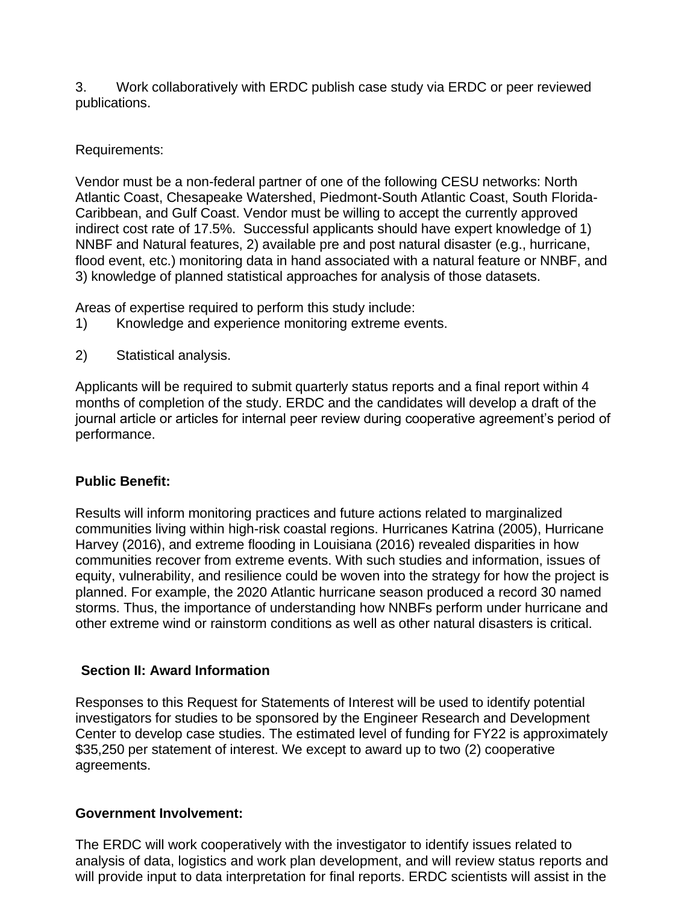3. Work collaboratively with ERDC publish case study via ERDC or peer reviewed publications.

Requirements:

Vendor must be a non-federal partner of one of the following CESU networks: North Atlantic Coast, Chesapeake Watershed, Piedmont-South Atlantic Coast, South Florida-Caribbean, and Gulf Coast. Vendor must be willing to accept the currently approved indirect cost rate of 17.5%. Successful applicants should have expert knowledge of 1) NNBF and Natural features, 2) available pre and post natural disaster (e.g., hurricane, flood event, etc.) monitoring data in hand associated with a natural feature or NNBF, and 3) knowledge of planned statistical approaches for analysis of those datasets.

Areas of expertise required to perform this study include:

1) Knowledge and experience monitoring extreme events.

2) Statistical analysis.

Applicants will be required to submit quarterly status reports and a final report within 4 months of completion of the study. ERDC and the candidates will develop a draft of the journal article or articles for internal peer review during cooperative agreement's period of performance.

**Public Benefit:**

Results will inform monitoring practices and future actions related to marginalized communities living within high-risk coastal regions. Hurricanes Katrina (2005), Hurricane Harvey (2016), and extreme flooding in Louisiana (2016) revealed disparities in how communities recover from extreme events. With such studies and information, issues of equity, vulnerability, and resilience could be woven into the strategy for how the project is planned. For example, the 2020 Atlantic hurricane season produced a record 30 named storms. Thus, the importance of understanding how NNBFs perform under hurricane and other extreme wind or rainstorm conditions as well as other natural disasters is critical.

## Section II: Award Information

Responses to this Request for Statements of Interest will be used to identify potential investigators for studies to be sponsored by the Engineer Research and Development Center to develop case studies. The estimated level of funding for FY22 is approximately $35,250 per statement of interest. We except to award up to two (2) cooperative agreements.

**Government Involvement:**

The ERDC will work cooperatively with the investigator to identify issues related to analysis of data, logistics and work plan development, and will review status reports and will provide input to data interpretation for final reports. ERDC scientists will assist in the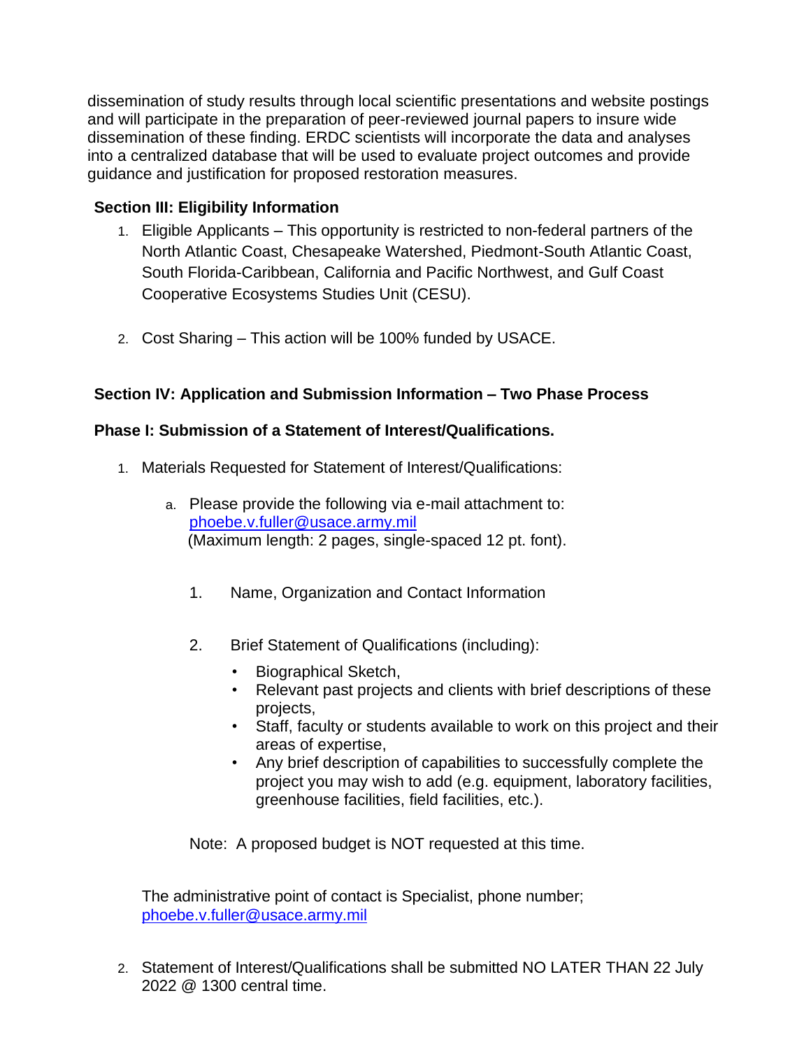dissemination of study results through local scientific presentations and website postings and will participate in the preparation of peer-reviewed journal papers to insure wide dissemination of these finding. ERDC scientists will incorporate the data and analyses into a centralized database that will be used to evaluate project outcomes and provide guidance and justification for proposed restoration measures.

**Section III: Eligibility Information**

1. Eligible Applicants – This opportunity is restricted to non-federal partners of the North Atlantic Coast, Chesapeake Watershed, Piedmont-South Atlantic Coast, South Florida-Caribbean, California and Pacific Northwest, and Gulf Coast Cooperative Ecosystems Studies Unit (CESU).

2. Cost Sharing – This action will be 100% funded by USACE.

**Section IV: Application and Submission Information – Two Phase Process**

**Phase I: Submission of a Statement of Interest/Qualifications.**

1. Materials Requested for Statement of Interest/Qualifications:

   a. Please provide the following via e-mail attachment to: phoebe.v.fuller@usace.army.mil (Maximum length: 2 pages, single-spaced 12 pt. font).

      1. Name, Organization and Contact Information

      2. Brief Statement of Qualifications (including):
         - Biographical Sketch,
         - Relevant past projects and clients with brief descriptions of these projects,
         - Staff, faculty or students available to work on this project and their areas of expertise,
         - Any brief description of capabilities to successfully complete the project you may wish to add (e.g. equipment, laboratory facilities, greenhouse facilities, field facilities, etc.).

      Note: A proposed budget is NOT requested at this time.

   The administrative point of contact is Specialist, phone number; phoebe.v.fuller@usace.army.mil

2. Statement of Interest/Qualifications shall be submitted NO LATER THAN 22 July 2022 @ 1300 central time.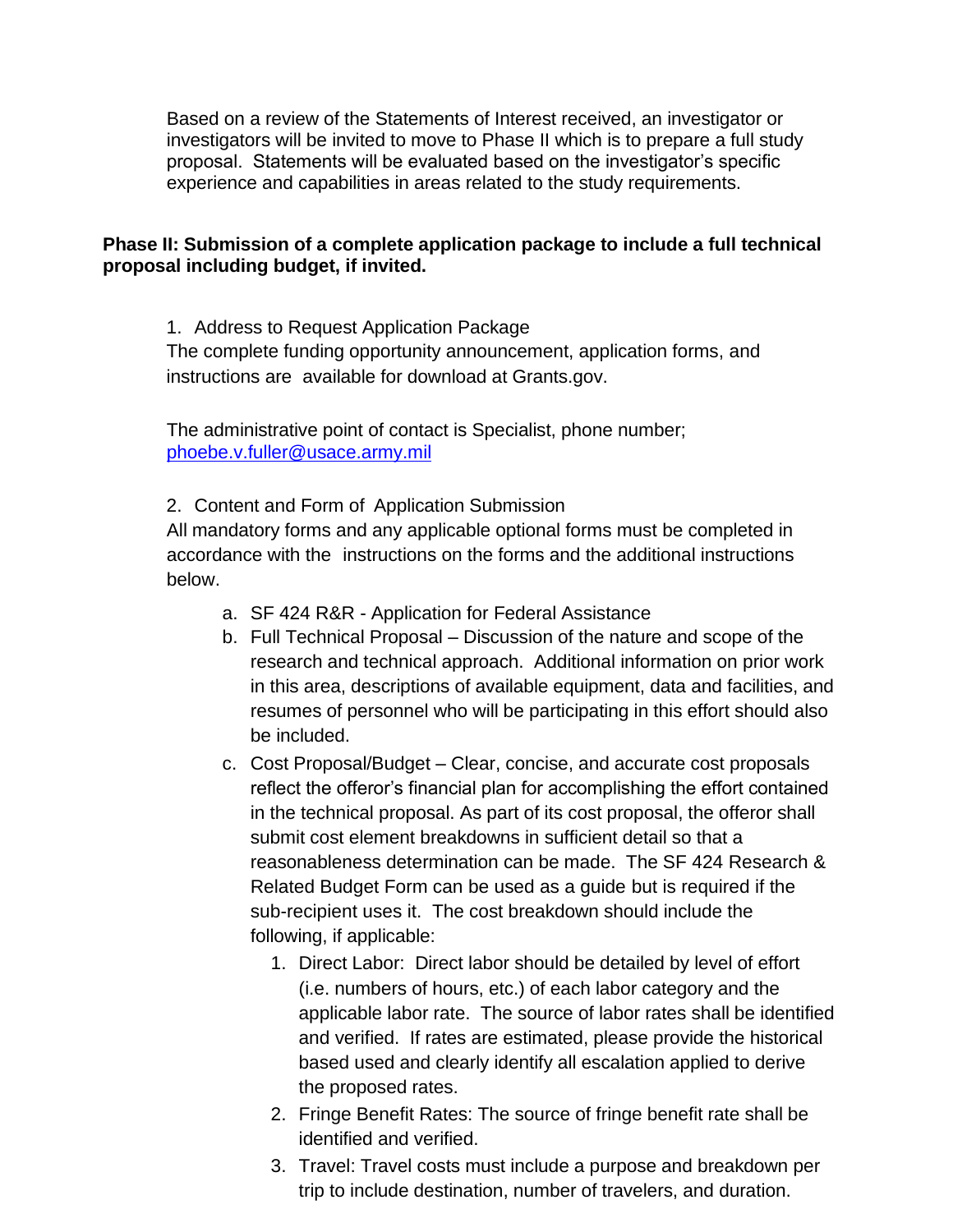Based on a review of the Statements of Interest received, an investigator or investigators will be invited to move to Phase II which is to prepare a full study proposal. Statements will be evaluated based on the investigator's specific experience and capabilities in areas related to the study requirements.

**Phase II: Submission of a complete application package to include a full technical proposal including budget, if invited.**

1. Address to Request Application Package

The complete funding opportunity announcement, application forms, and instructions are available for download at Grants.gov.

The administrative point of contact is Specialist, phone number; phoebe.v.fuller@usace.army.mil

2. Content and Form of Application Submission

All mandatory forms and any applicable optional forms must be completed in accordance with the instructions on the forms and the additional instructions below.

a. SF 424 R&R - Application for Federal Assistance
b. Full Technical Proposal – Discussion of the nature and scope of the research and technical approach. Additional information on prior work in this area, descriptions of available equipment, data and facilities, and resumes of personnel who will be participating in this effort should also be included.
c. Cost Proposal/Budget – Clear, concise, and accurate cost proposals reflect the offeror's financial plan for accomplishing the effort contained in the technical proposal. As part of its cost proposal, the offeror shall submit cost element breakdowns in sufficient detail so that a reasonableness determination can be made. The SF 424 Research & Related Budget Form can be used as a guide but is required if the sub-recipient uses it. The cost breakdown should include the following, if applicable:
   1. Direct Labor: Direct labor should be detailed by level of effort (i.e. numbers of hours, etc.) of each labor category and the applicable labor rate. The source of labor rates shall be identified and verified. If rates are estimated, please provide the historical based used and clearly identify all escalation applied to derive the proposed rates.
   2. Fringe Benefit Rates: The source of fringe benefit rate shall be identified and verified.
   3. Travel: Travel costs must include a purpose and breakdown per trip to include destination, number of travelers, and duration.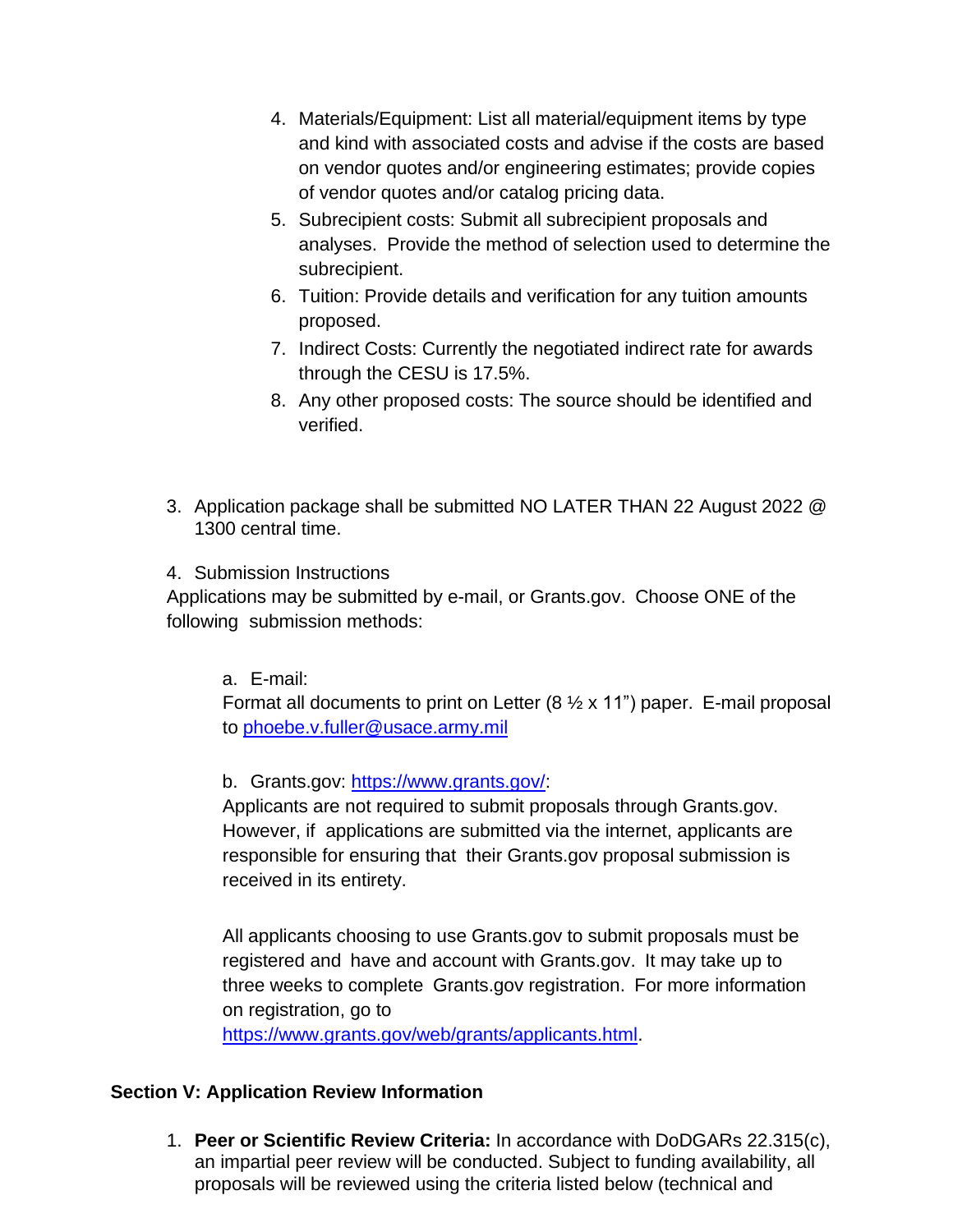4. Materials/Equipment: List all material/equipment items by type and kind with associated costs and advise if the costs are based on vendor quotes and/or engineering estimates; provide copies of vendor quotes and/or catalog pricing data.
5. Subrecipient costs: Submit all subrecipient proposals and analyses. Provide the method of selection used to determine the subrecipient.
6. Tuition: Provide details and verification for any tuition amounts proposed.
7. Indirect Costs: Currently the negotiated indirect rate for awards through the CESU is 17.5%.
8. Any other proposed costs: The source should be identified and verified.

3. Application package shall be submitted NO LATER THAN 22 August 2022 @ 1300 central time.

4. Submission Instructions

Applications may be submitted by e-mail, or Grants.gov. Choose ONE of the following submission methods:

a. E-mail:
Format all documents to print on Letter (8 ½ x 11") paper. E-mail proposal to phoebe.v.fuller@usace.army.mil

b. Grants.gov: https://www.grants.gov/:
Applicants are not required to submit proposals through Grants.gov. However, if applications are submitted via the internet, applicants are responsible for ensuring that their Grants.gov proposal submission is received in its entirety.

All applicants choosing to use Grants.gov to submit proposals must be registered and have and account with Grants.gov. It may take up to three weeks to complete Grants.gov registration. For more information on registration, go to https://www.grants.gov/web/grants/applicants.html.

## Section V: Application Review Information

1. **Peer or Scientific Review Criteria:** In accordance with DoDGARs 22.315(c), an impartial peer review will be conducted. Subject to funding availability, all proposals will be reviewed using the criteria listed below (technical and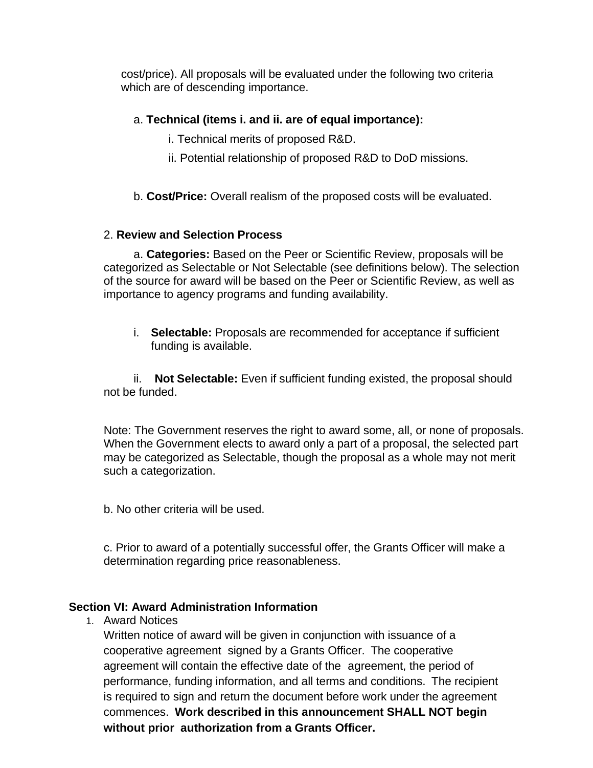cost/price). All proposals will be evaluated under the following two criteria which are of descending importance.

a. **Technical (items i. and ii. are of equal importance):**

i. Technical merits of proposed R&D.

ii. Potential relationship of proposed R&D to DoD missions.

b. **Cost/Price:** Overall realism of the proposed costs will be evaluated.

2. **Review and Selection Process**

a. **Categories:** Based on the Peer or Scientific Review, proposals will be categorized as Selectable or Not Selectable (see definitions below). The selection of the source for award will be based on the Peer or Scientific Review, as well as importance to agency programs and funding availability.

i. **Selectable:** Proposals are recommended for acceptance if sufficient funding is available.

ii. **Not Selectable:** Even if sufficient funding existed, the proposal should not be funded.

Note: The Government reserves the right to award some, all, or none of proposals. When the Government elects to award only a part of a proposal, the selected part may be categorized as Selectable, though the proposal as a whole may not merit such a categorization.

b. No other criteria will be used.

c. Prior to award of a potentially successful offer, the Grants Officer will make a determination regarding price reasonableness.

## Section VI: Award Administration Information

1. Award Notices

   Written notice of award will be given in conjunction with issuance of a cooperative agreement signed by a Grants Officer. The cooperative agreement will contain the effective date of the agreement, the period of performance, funding information, and all terms and conditions. The recipient is required to sign and return the document before work under the agreement commences. **Work described in this announcement SHALL NOT begin without prior authorization from a Grants Officer.**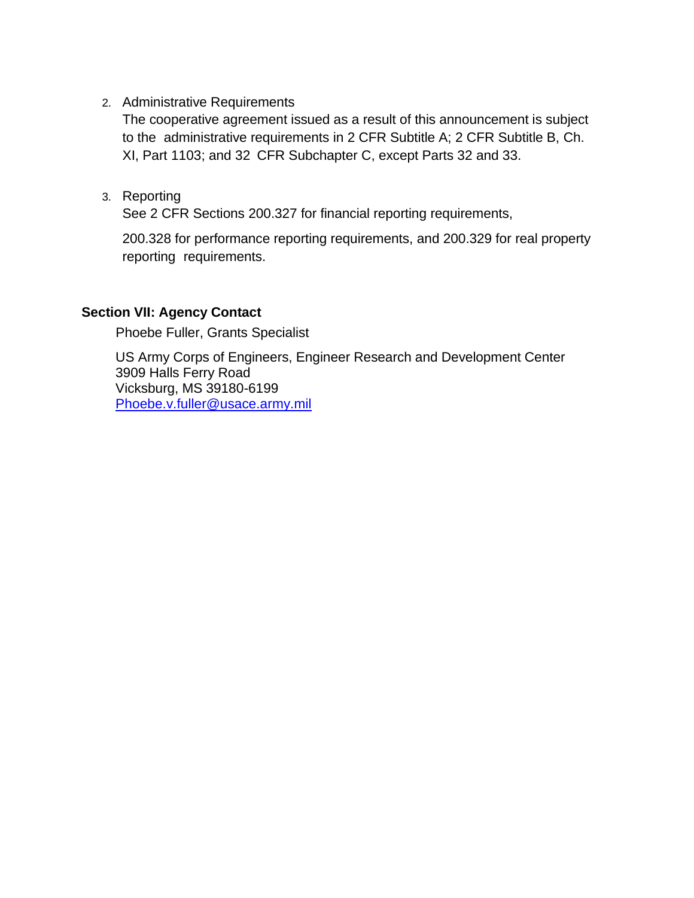2. Administrative Requirements
   The cooperative agreement issued as a result of this announcement is subject to the administrative requirements in 2 CFR Subtitle A; 2 CFR Subtitle B, Ch. XI, Part 1103; and 32 CFR Subchapter C, except Parts 32 and 33.

3. Reporting
   See 2 CFR Sections 200.327 for financial reporting requirements,

   200.328 for performance reporting requirements, and 200.329 for real property reporting requirements.

## Section VII: Agency Contact

Phoebe Fuller, Grants Specialist

US Army Corps of Engineers, Engineer Research and Development Center
3909 Halls Ferry Road
Vicksburg, MS 39180-6199
Phoebe.v.fuller@usace.army.mil